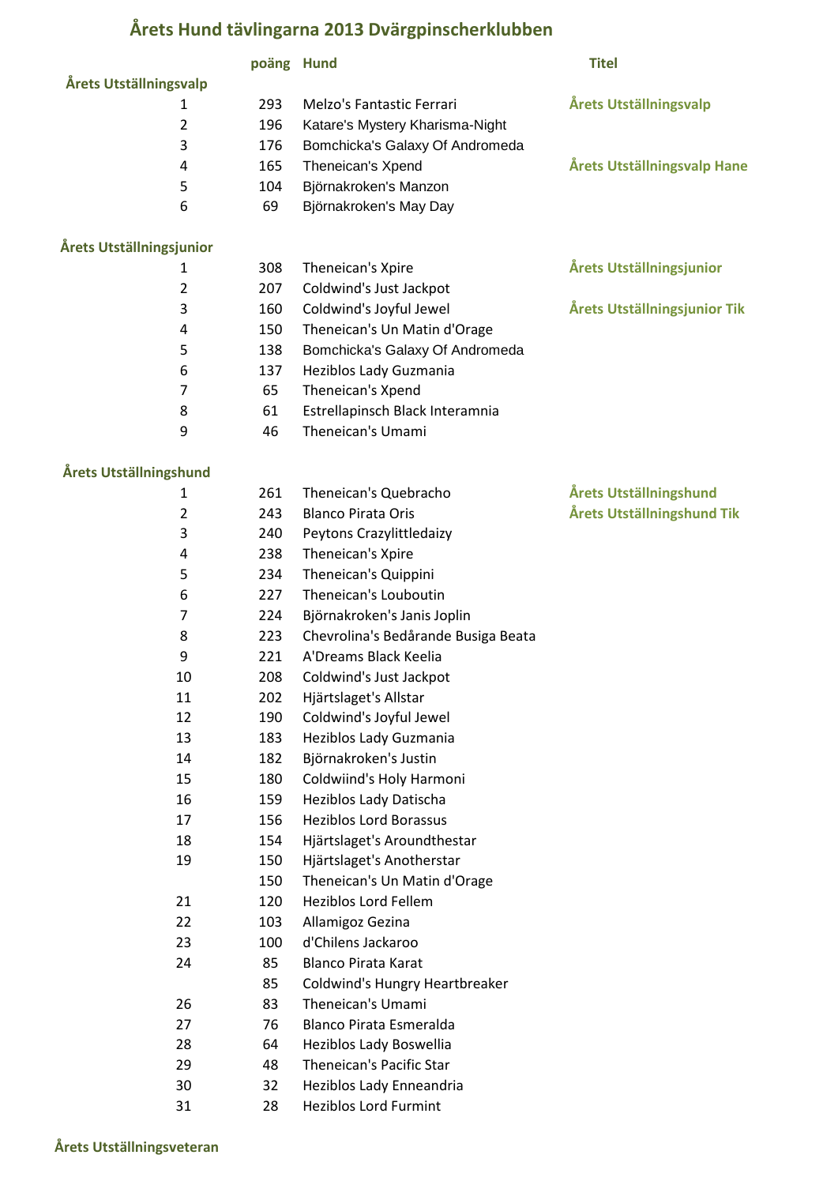# Årets Hund tävlingarna 2013 Dvärgpinscherklubben

| | poäng | Hund | Titel |
|---|---|---|---|
| **Årets Utställningsvalp** | | | |
| 1 | 293 | Melzo's Fantastic Ferrari | **Årets Utställningsvalp** |
| 2 | 196 | Katare's Mystery Kharisma-Night | |
| 3 | 176 | Bomchicka's Galaxy Of Andromeda | |
| 4 | 165 | Theneican's Xpend | **Årets Utställningsvalp Hane** |
| 5 | 104 | Björnakroken's Manzon | |
| 6 | 69 | Björnakroken's May Day | |
| **Årets Utställningsjunior** | | | |
| 1 | 308 | Theneican's Xpire | **Årets Utställningsjunior** |
| 2 | 207 | Coldwind's Just Jackpot | |
| 3 | 160 | Coldwind's Joyful Jewel | **Årets Utställningsjunior Tik** |
| 4 | 150 | Theneican's Un Matin d'Orage | |
| 5 | 138 | Bomchicka's Galaxy Of Andromeda | |
| 6 | 137 | Heziblos Lady Guzmania | |
| 7 | 65 | Theneican's Xpend | |
| 8 | 61 | Estrellapinsch Black Interamnia | |
| 9 | 46 | Theneican's Umami | |
| **Årets Utställningshund** | | | |
| 1 | 261 | Theneican's Quebracho | **Årets Utställningshund** |
| 2 | 243 | Blanco Pirata Oris | **Årets Utställningshund Tik** |
| 3 | 240 | Peytons Crazylittledaizy | |
| 4 | 238 | Theneican's Xpire | |
| 5 | 234 | Theneican's Quippini | |
| 6 | 227 | Theneican's Louboutin | |
| 7 | 224 | Björnakroken's Janis Joplin | |
| 8 | 223 | Chevrolina's Bedårande Busiga Beata | |
| 9 | 221 | A'Dreams Black Keelia | |
| 10 | 208 | Coldwind's Just Jackpot | |
| 11 | 202 | Hjärtslaget's Allstar | |
| 12 | 190 | Coldwind's Joyful Jewel | |
| 13 | 183 | Heziblos Lady Guzmania | |
| 14 | 182 | Björnakroken's Justin | |
| 15 | 180 | Coldwiind's Holy Harmoni | |
| 16 | 159 | Heziblos Lady Datischa | |
| 17 | 156 | Heziblos Lord Borassus | |
| 18 | 154 | Hjärtslaget's Aroundthestar | |
| 19 | 150 | Hjärtslaget's Anotherstar | |
| | 150 | Theneican's Un Matin d'Orage | |
| 21 | 120 | Heziblos Lord Fellem | |
| 22 | 103 | Allamigoz Gezina | |
| 23 | 100 | d'Chilens Jackaroo | |
| 24 | 85 | Blanco Pirata Karat | |
| | 85 | Coldwind's Hungry Heartbreaker | |
| 26 | 83 | Theneican's Umami | |
| 27 | 76 | Blanco Pirata Esmeralda | |
| 28 | 64 | Heziblos Lady Boswellia | |
| 29 | 48 | Theneican's Pacific Star | |
| 30 | 32 | Heziblos Lady Enneandria | |
| 31 | 28 | Heziblos Lord Furmint | |
| **Årets Utställningsveteran** | | | |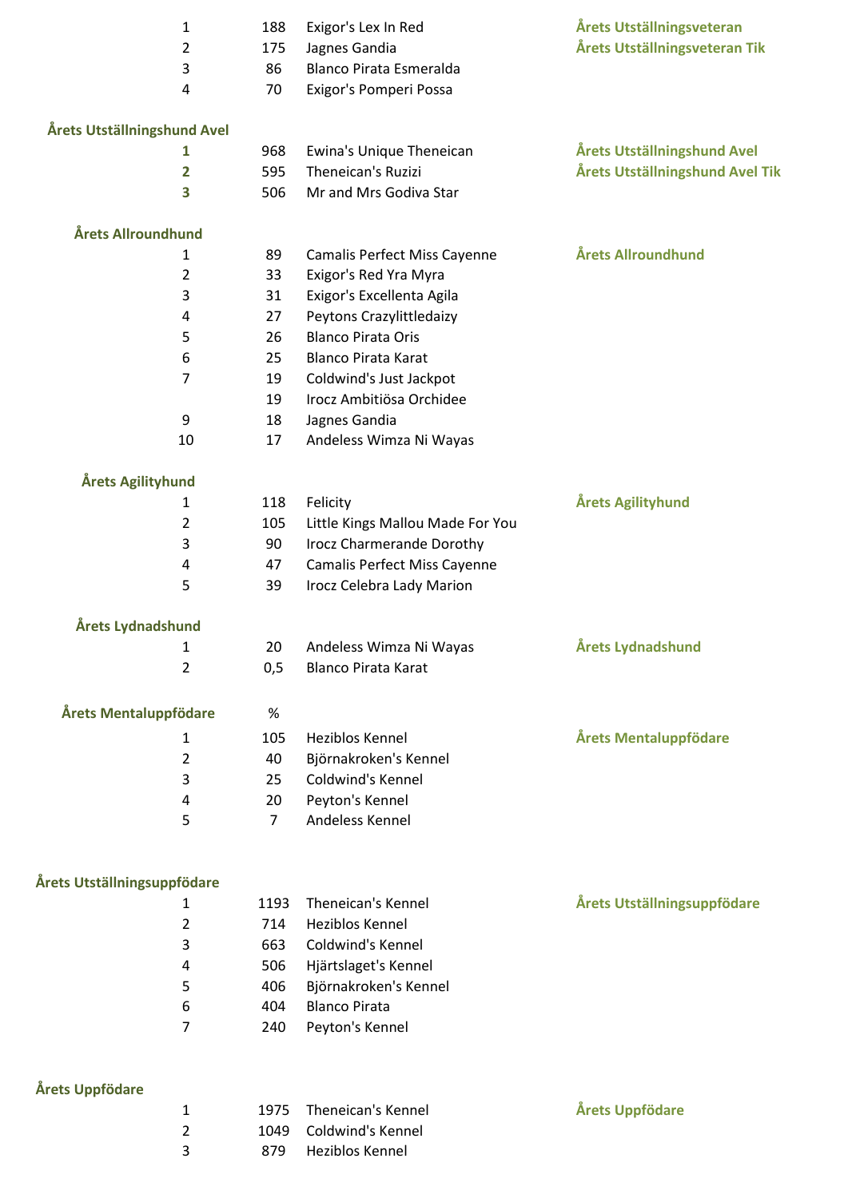| | | | |
|---|---|---|---|
| 1 | 188 | Exigor's Lex In Red | **Årets Utställningsveteran** |
| 2 | 175 | Jagnes Gandia | **Årets Utställningsveteran Tik** |
| 3 | 86 | Blanco Pirata Esmeralda | |
| 4 | 70 | Exigor's Pomperi Possa | |

**Årets Utställningshund Avel**

| | | | |
|---|---|---|---|
| **1** | 968 | Ewina's Unique Theneican | **Årets Utställningshund Avel** |
| **2** | 595 | Theneican's Ruzizi | **Årets Utställningshund Avel Tik** |
| **3** | 506 | Mr and Mrs Godiva Star | |

**Årets Allroundhund**

| | | | |
|---|---|---|---|
| 1 | 89 | Camalis Perfect Miss Cayenne | **Årets Allroundhund** |
| 2 | 33 | Exigor's Red Yra Myra | |
| 3 | 31 | Exigor's Excellenta Agila | |
| 4 | 27 | Peytons Crazylittledaizy | |
| 5 | 26 | Blanco Pirata Oris | |
| 6 | 25 | Blanco Pirata Karat | |
| 7 | 19 | Coldwind's Just Jackpot | |
| | 19 | Irocz Ambitiösa Orchidee | |
| 9 | 18 | Jagnes Gandia | |
| 10 | 17 | Andeless Wimza Ni Wayas | |

**Årets Agilityhund**

| | | | |
|---|---|---|---|
| 1 | 118 | Felicity | **Årets Agilityhund** |
| 2 | 105 | Little Kings Mallou Made For You | |
| 3 | 90 | Irocz Charmerande Dorothy | |
| 4 | 47 | Camalis Perfect Miss Cayenne | |
| 5 | 39 | Irocz Celebra Lady Marion | |

**Årets Lydnadshund**

| | | | |
|---|---|---|---|
| 1 | 20 | Andeless Wimza Ni Wayas | **Årets Lydnadshund** |
| 2 | 0,5 | Blanco Pirata Karat | |

**Årets Mentaluppfödare**

| | % | | |
|---|---|---|---|
| 1 | 105 | Heziblos Kennel | **Årets Mentaluppfödare** |
| 2 | 40 | Björnakroken's Kennel | |
| 3 | 25 | Coldwind's Kennel | |
| 4 | 20 | Peyton's Kennel | |
| 5 | 7 | Andeless Kennel | |

**Årets Utställningsuppfödare**

| | | | |
|---|---|---|---|
| 1 | 1193 | Theneican's Kennel | **Årets Utställningsuppfödare** |
| 2 | 714 | Heziblos Kennel | |
| 3 | 663 | Coldwind's Kennel | |
| 4 | 506 | Hjärtslaget's Kennel | |
| 5 | 406 | Björnakroken's Kennel | |
| 6 | 404 | Blanco Pirata | |
| 7 | 240 | Peyton's Kennel | |

**Årets Uppfödare**

| | | | |
|---|---|---|---|
| 1 | 1975 | Theneican's Kennel | **Årets Uppfödare** |
| 2 | 1049 | Coldwind's Kennel | |
| 3 | 879 | Heziblos Kennel | |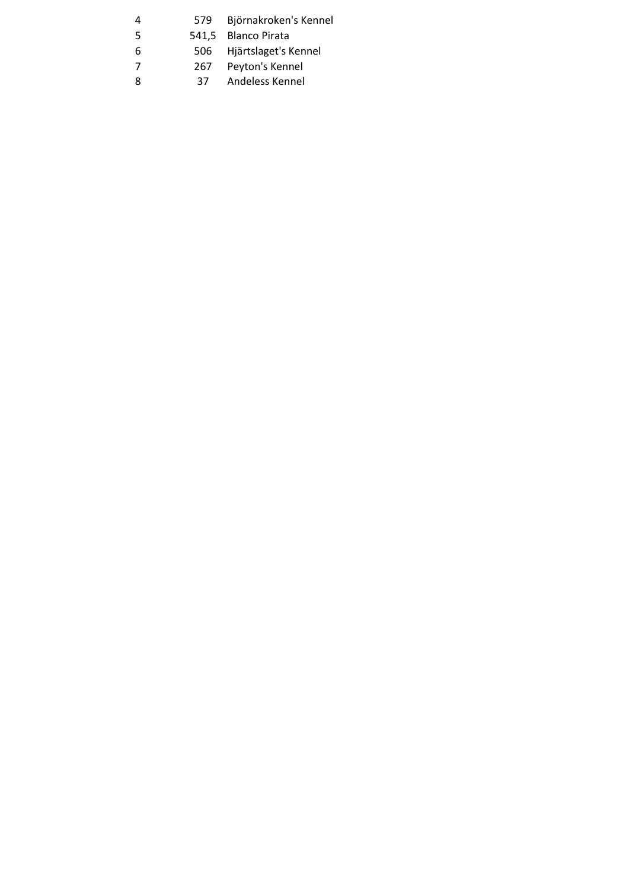| | | |
|---|---|---|
| 4 | 579 | Björnakroken's Kennel |
| 5 | 541,5 | Blanco Pirata |
| 6 | 506 | Hjärtslaget's Kennel |
| 7 | 267 | Peyton's Kennel |
| 8 | 37 | Andeless Kennel |